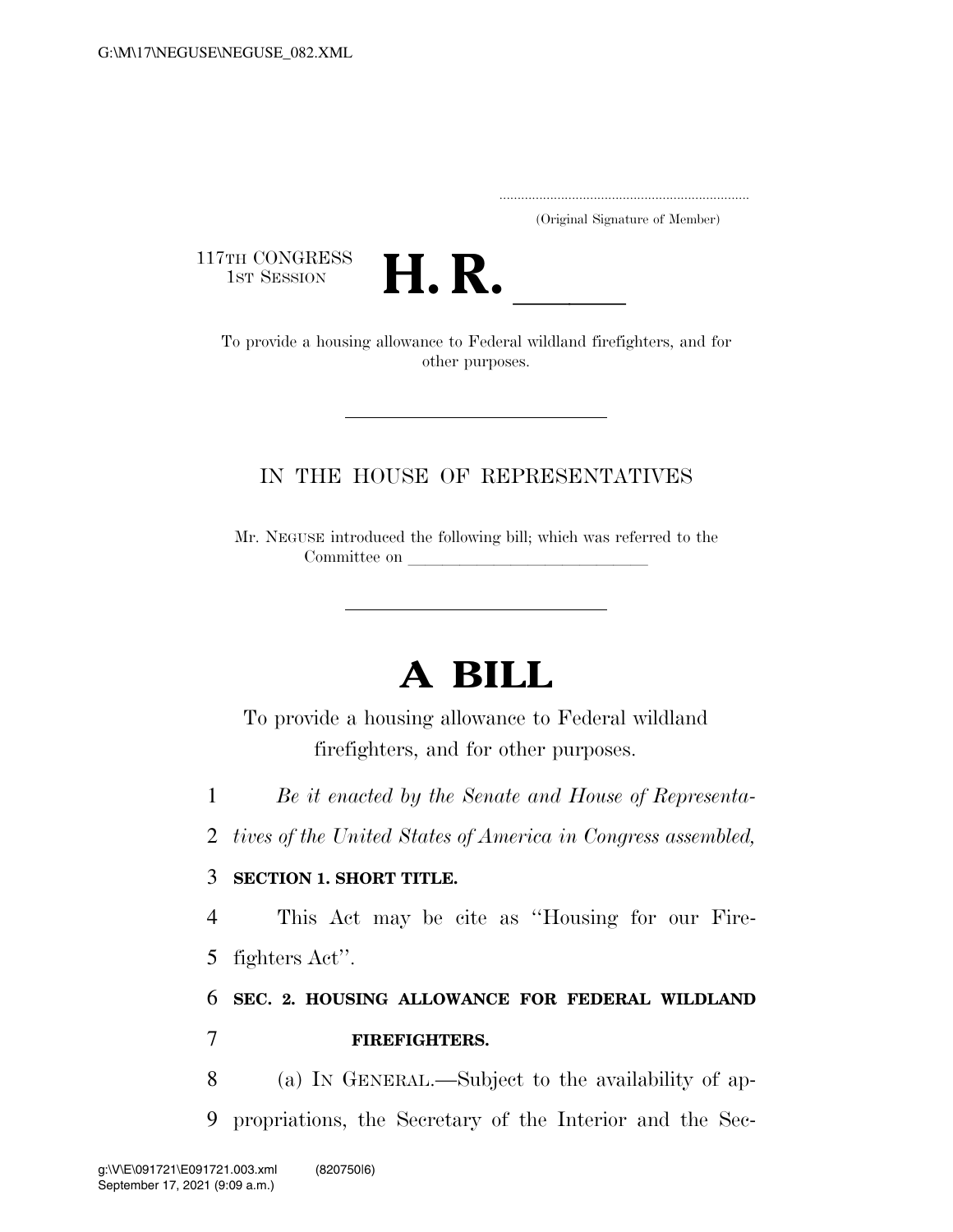(Original Signature of Member)

117TH CONGRESS
1ST SESSION

# H. R. ____

To provide a housing allowance to Federal wildland firefighters, and for other purposes.

---

IN THE HOUSE OF REPRESENTATIVES

Mr. NEGUSE introduced the following bill; which was referred to the Committee on ______________________________

---

# A BILL

To provide a housing allowance to Federal wildland firefighters, and for other purposes.

1 *Be it enacted by the Senate and House of Representa-*
2 *tives of the United States of America in Congress assembled,*

3 **SECTION 1. SHORT TITLE.**

4 This Act may be cite as "Housing for our Fire-
5 fighters Act".

6 **SEC. 2. HOUSING ALLOWANCE FOR FEDERAL WILDLAND**
7 **FIREFIGHTERS.**

8 (a) IN GENERAL.—Subject to the availability of ap-
9 propriations, the Secretary of the Interior and the Sec-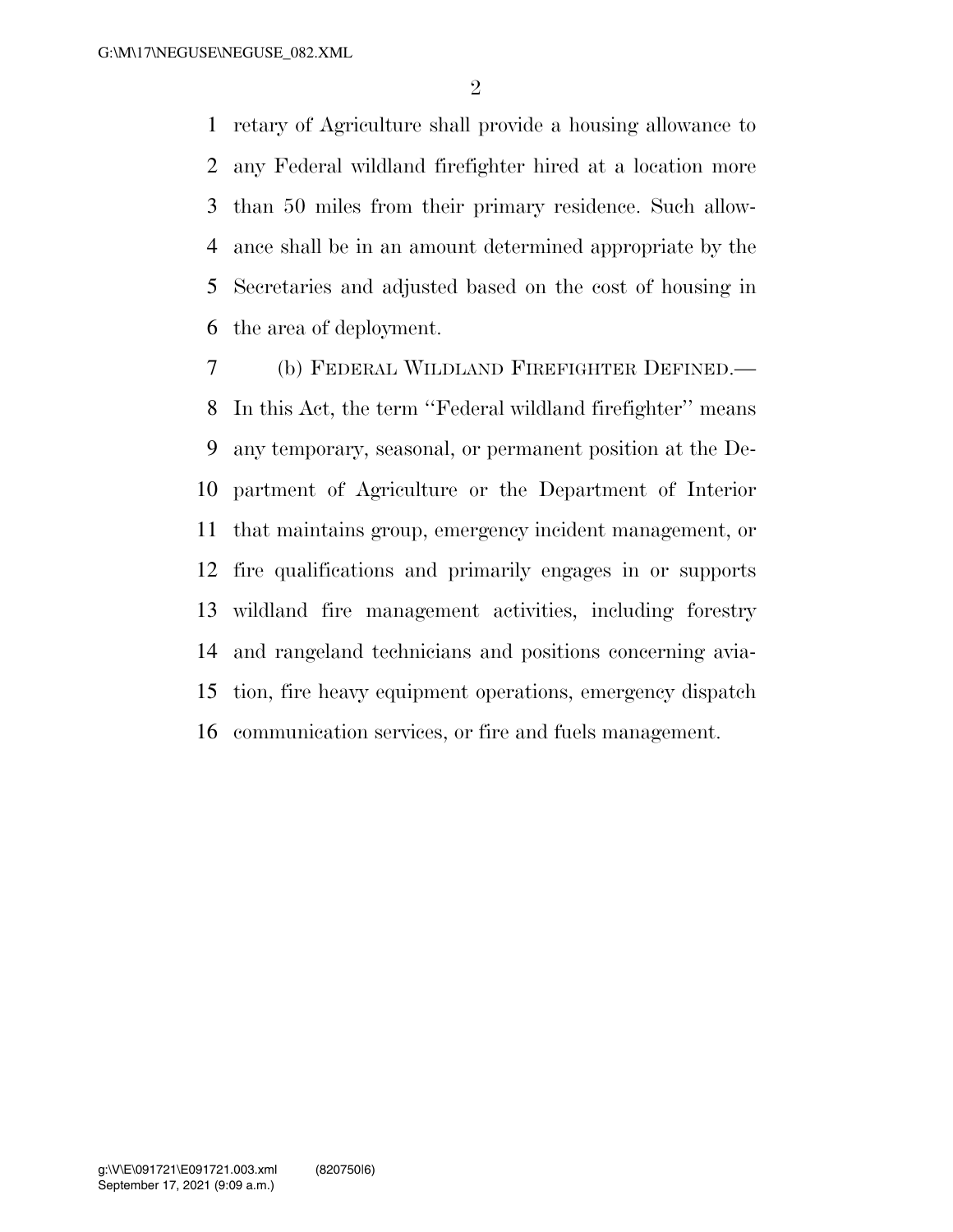retary of Agriculture shall provide a housing allowance to any Federal wildland firefighter hired at a location more than 50 miles from their primary residence. Such allowance shall be in an amount determined appropriate by the Secretaries and adjusted based on the cost of housing in the area of deployment.

(b) FEDERAL WILDLAND FIREFIGHTER DEFINED.—In this Act, the term ''Federal wildland firefighter'' means any temporary, seasonal, or permanent position at the Department of Agriculture or the Department of Interior that maintains group, emergency incident management, or fire qualifications and primarily engages in or supports wildland fire management activities, including forestry and rangeland technicians and positions concerning aviation, fire heavy equipment operations, emergency dispatch communication services, or fire and fuels management.